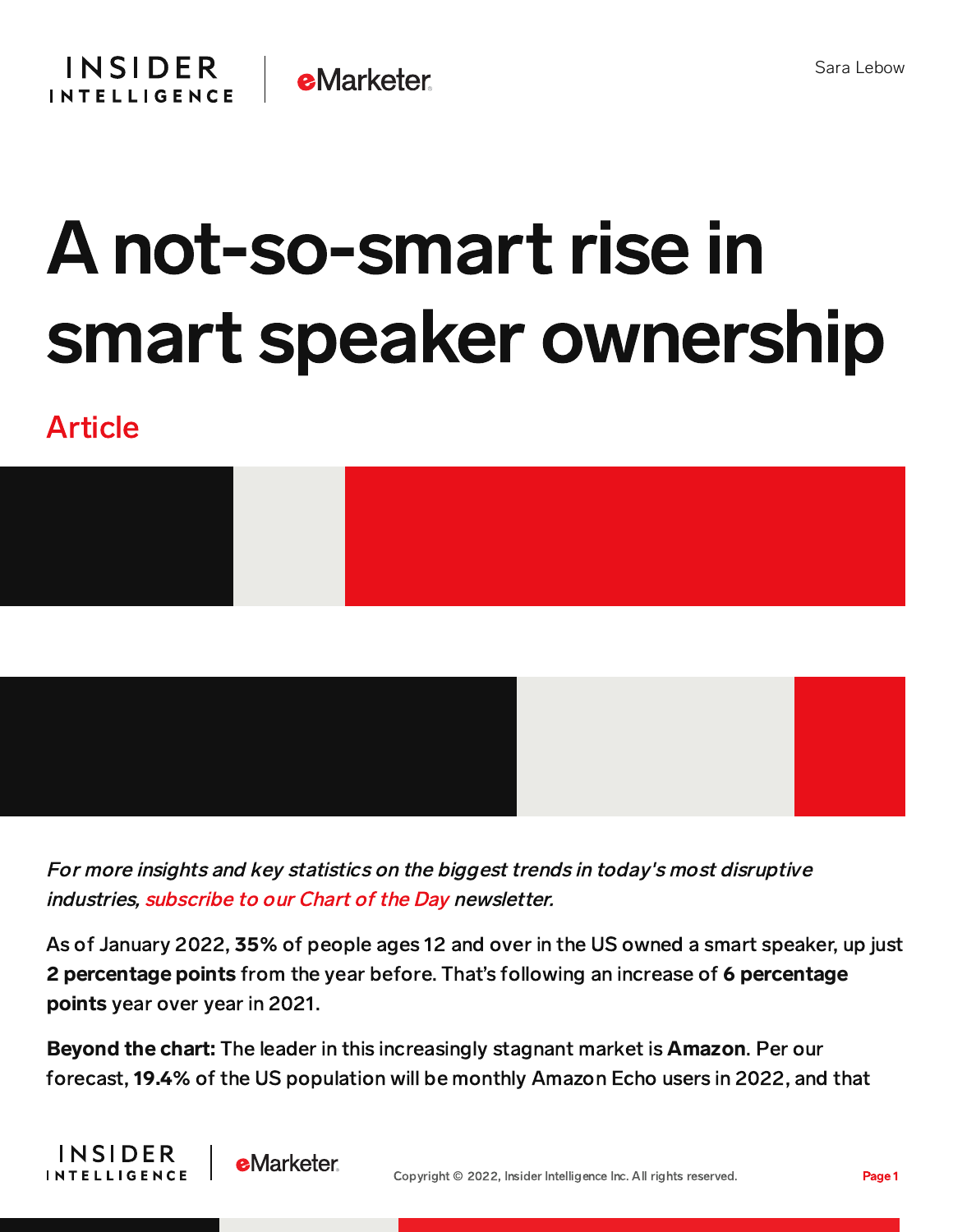Sara Lebow

# A not-so-smart rise in smart speaker ownership

Article

*For more insights and key statistics on the biggest trends in today's most disruptive industries, subscribe to our Chart of the Day newsletter.*

As of January 2022, **35%** of people ages 12 and over in the US owned a smart speaker, up just **2 percentage points** from the year before. That's following an increase of **6 percentage points** year over year in 2021.

**Beyond the chart:** The leader in this increasingly stagnant market is **Amazon**. Per our forecast, **19.4%** of the US population will be monthly Amazon Echo users in 2022, and that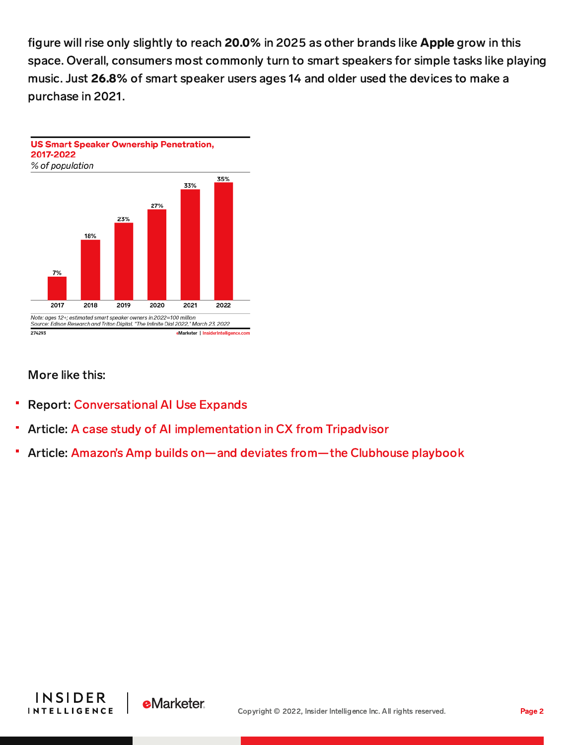figure will rise only slightly to reach **20.0%** in 2025 as other brands like **Apple** grow in this space. Overall, consumers most commonly turn to smart speakers for simple tasks like playing music. Just **26.8%** of smart speaker users ages 14 and older used the devices to make a purchase in 2021.

**US Smart Speaker Ownership Penetration, 2017-2022**

*% of population*

7%
18%
23%
27%
33%
35%

2017
2018
2019
2020
2021
2022

*Note: ages 12+; estimated smart speaker owners in 2022=100 million*
*Source: Edison Research and Triton Digital, "The Infinite Dial 2022," March 23, 2022*

274293

eMarketer | InsiderIntelligence.com

More like this:

- Report: Conversational AI Use Expands
- Article: A case study of AI implementation in CX from Tripadvisor
- Article: Amazon's Amp builds on—and deviates from—the Clubhouse playbook

Copyright © 2022, Insider Intelligence Inc. All rights reserved.